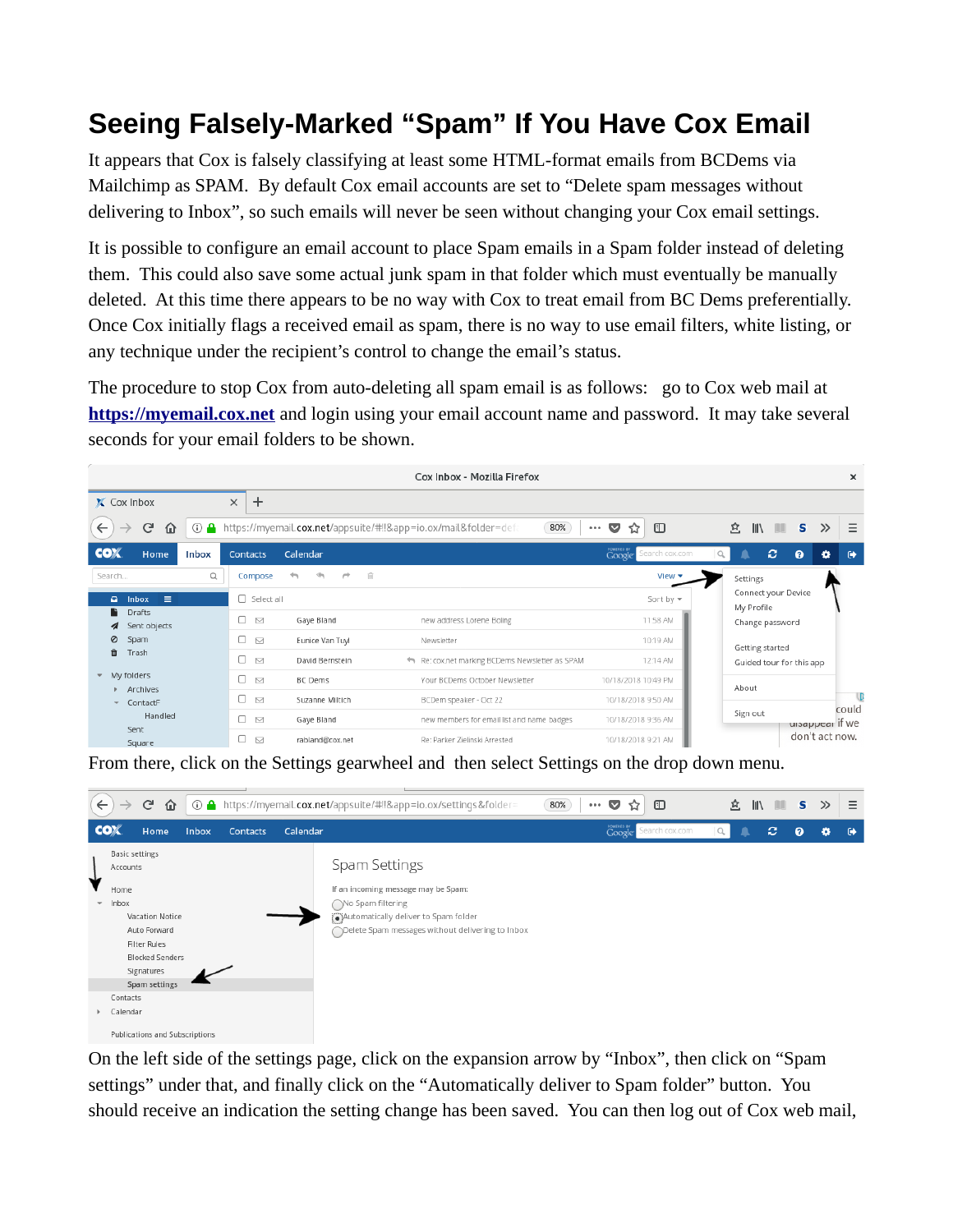# Seeing Falsely-Marked "Spam" If You Have Cox Email

It appears that Cox is falsely classifying at least some HTML-format emails from BCDems via Mailchimp as SPAM. By default Cox email accounts are set to "Delete spam messages without delivering to Inbox", so such emails will never be seen without changing your Cox email settings.

It is possible to configure an email account to place Spam emails in a Spam folder instead of deleting them. This could also save some actual junk spam in that folder which must eventually be manually deleted. At this time there appears to be no way with Cox to treat email from BC Dems preferentially. Once Cox initially flags a received email as spam, there is no way to use email filters, white listing, or any technique under the recipient's control to change the email's status.

The procedure to stop Cox from auto-deleting all spam email is as follows: go to Cox web mail at **https://myemail.cox.net** and login using your email account name and password. It may take several seconds for your email folders to be shown.

From there, click on the Settings gearwheel and then select Settings on the drop down menu.

On the left side of the settings page, click on the expansion arrow by "Inbox", then click on "Spam settings" under that, and finally click on the "Automatically deliver to Spam folder" button. You should receive an indication the setting change has been saved. You can then log out of Cox web mail,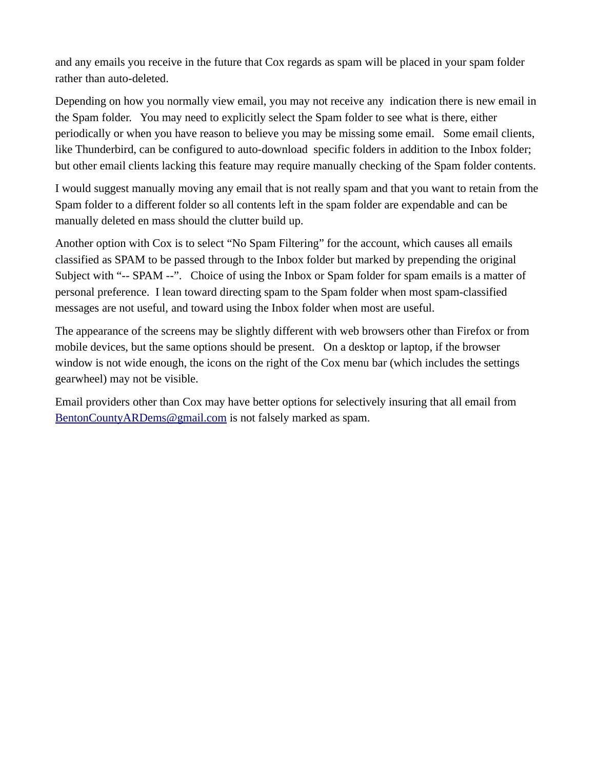and any emails you receive in the future that Cox regards as spam will be placed in your spam folder rather than auto-deleted.

Depending on how you normally view email, you may not receive any indication there is new email in the Spam folder. You may need to explicitly select the Spam folder to see what is there, either periodically or when you have reason to believe you may be missing some email. Some email clients, like Thunderbird, can be configured to auto-download specific folders in addition to the Inbox folder; but other email clients lacking this feature may require manually checking of the Spam folder contents.

I would suggest manually moving any email that is not really spam and that you want to retain from the Spam folder to a different folder so all contents left in the spam folder are expendable and can be manually deleted en mass should the clutter build up.

Another option with Cox is to select “No Spam Filtering” for the account, which causes all emails classified as SPAM to be passed through to the Inbox folder but marked by prepending the original Subject with “-- SPAM --”. Choice of using the Inbox or Spam folder for spam emails is a matter of personal preference. I lean toward directing spam to the Spam folder when most spam-classified messages are not useful, and toward using the Inbox folder when most are useful.

The appearance of the screens may be slightly different with web browsers other than Firefox or from mobile devices, but the same options should be present. On a desktop or laptop, if the browser window is not wide enough, the icons on the right of the Cox menu bar (which includes the settings gearwheel) may not be visible.

Email providers other than Cox may have better options for selectively insuring that all email from [BentonCountyARDems@gmail.com](mailto:BentonCountyARDems@gmail.com) is not falsely marked as spam.